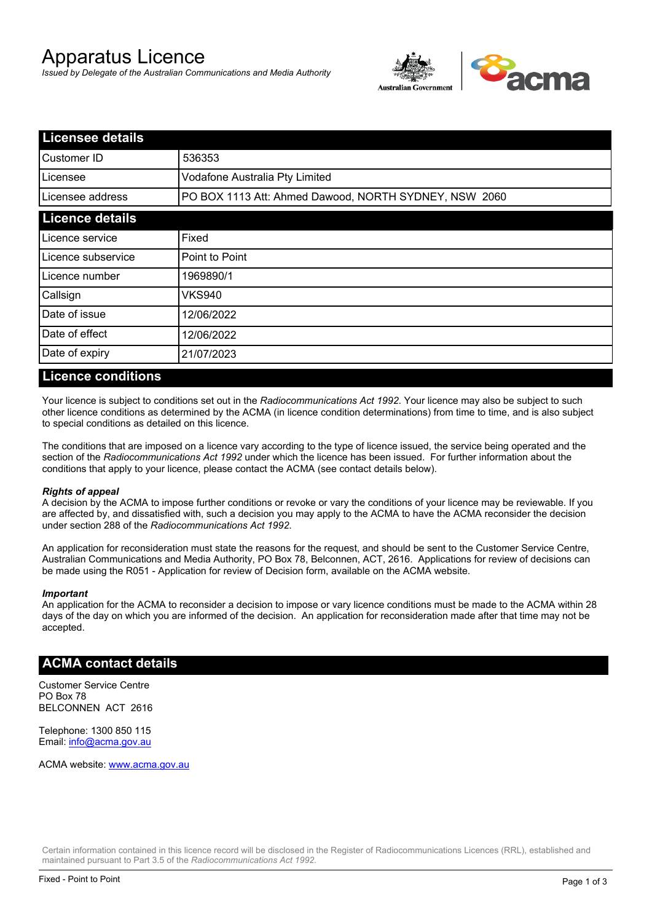# Apparatus Licence

*Issued by Delegate of the Australian Communications and Media Authority*

| Licensee details | |
|---|---|
| Customer ID | 536353 |
| Licensee | Vodafone Australia Pty Limited |
| Licensee address | PO BOX 1113 Att: Ahmed Dawood, NORTH SYDNEY, NSW 2060 |

| Licence details | |
|---|---|
| Licence service | Fixed |
| Licence subservice | Point to Point |
| Licence number | 1969890/1 |
| Callsign | VKS940 |
| Date of issue | 12/06/2022 |
| Date of effect | 12/06/2022 |
| Date of expiry | 21/07/2023 |

## Licence conditions

Your licence is subject to conditions set out in the *Radiocommunications Act 1992*. Your licence may also be subject to such other licence conditions as determined by the ACMA (in licence condition determinations) from time to time, and is also subject to special conditions as detailed on this licence.

The conditions that are imposed on a licence vary according to the type of licence issued, the service being operated and the section of the *Radiocommunications Act 1992* under which the licence has been issued. For further information about the conditions that apply to your licence, please contact the ACMA (see contact details below).

***Rights of appeal***

A decision by the ACMA to impose further conditions or revoke or vary the conditions of your licence may be reviewable. If you are affected by, and dissatisfied with, such a decision you may apply to the ACMA to have the ACMA reconsider the decision under section 288 of the *Radiocommunications Act 1992*.

An application for reconsideration must state the reasons for the request, and should be sent to the Customer Service Centre, Australian Communications and Media Authority, PO Box 78, Belconnen, ACT, 2616. Applications for review of decisions can be made using the R051 - Application for review of Decision form, available on the ACMA website.

***Important***

An application for the ACMA to reconsider a decision to impose or vary licence conditions must be made to the ACMA within 28 days of the day on which you are informed of the decision. An application for reconsideration made after that time may not be accepted.

## ACMA contact details

Customer Service Centre
PO Box 78
BELCONNEN ACT 2616

Telephone: 1300 850 115
Email: info@acma.gov.au

ACMA website: www.acma.gov.au

Certain information contained in this licence record will be disclosed in the Register of Radiocommunications Licences (RRL), established and maintained pursuant to Part 3.5 of the *Radiocommunications Act 1992.*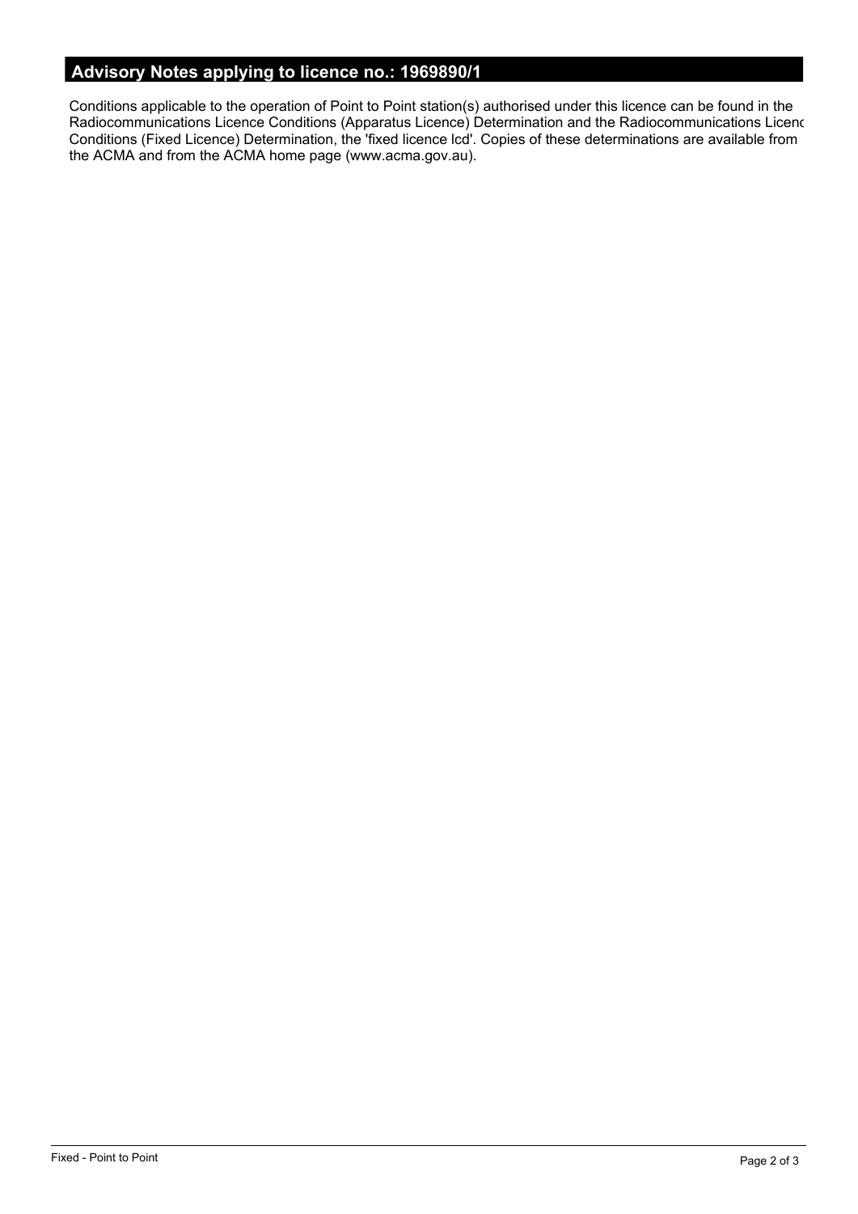## Advisory Notes applying to licence no.: 1969890/1

Conditions applicable to the operation of Point to Point station(s) authorised under this licence can be found in the Radiocommunications Licence Conditions (Apparatus Licence) Determination and the Radiocommunications Licenc Conditions (Fixed Licence) Determination, the 'fixed licence lcd'. Copies of these determinations are available from the ACMA and from the ACMA home page (www.acma.gov.au).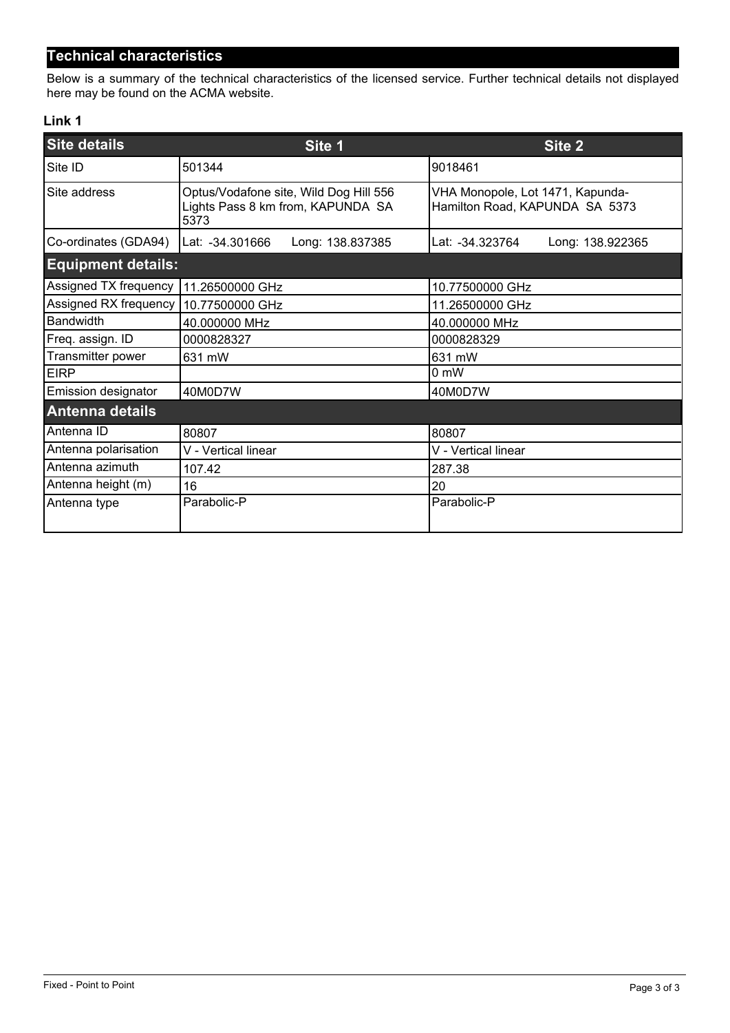## Technical characteristics

Below is a summary of the technical characteristics of the licensed service. Further technical details not displayed here may be found on the ACMA website.

### Link 1

| Site details | Site 1 | Site 2 |
|---|---|---|
| Site ID | 501344 | 9018461 |
| Site address | Optus/Vodafone site, Wild Dog Hill 556 Lights Pass 8 km from, KAPUNDA SA 5373 | VHA Monopole, Lot 1471, Kapunda-Hamilton Road, KAPUNDA SA 5373 |
| Co-ordinates (GDA94) | Lat: -34.301666 Long: 138.837385 | Lat: -34.323764 Long: 138.922365 |
| **Equipment details:** | | |
| Assigned TX frequency | 11.26500000 GHz | 10.77500000 GHz |
| Assigned RX frequency | 10.77500000 GHz | 11.26500000 GHz |
| Bandwidth | 40.000000 MHz | 40.000000 MHz |
| Freq. assign. ID | 0000828327 | 0000828329 |
| Transmitter power | 631 mW | 631 mW |
| EIRP | | 0 mW |
| Emission designator | 40M0D7W | 40M0D7W |
| **Antenna details** | | |
| Antenna ID | 80807 | 80807 |
| Antenna polarisation | V - Vertical linear | V - Vertical linear |
| Antenna azimuth | 107.42 | 287.38 |
| Antenna height (m) | 16 | 20 |
| Antenna type | Parabolic-P | Parabolic-P |

Fixed - Point to Point